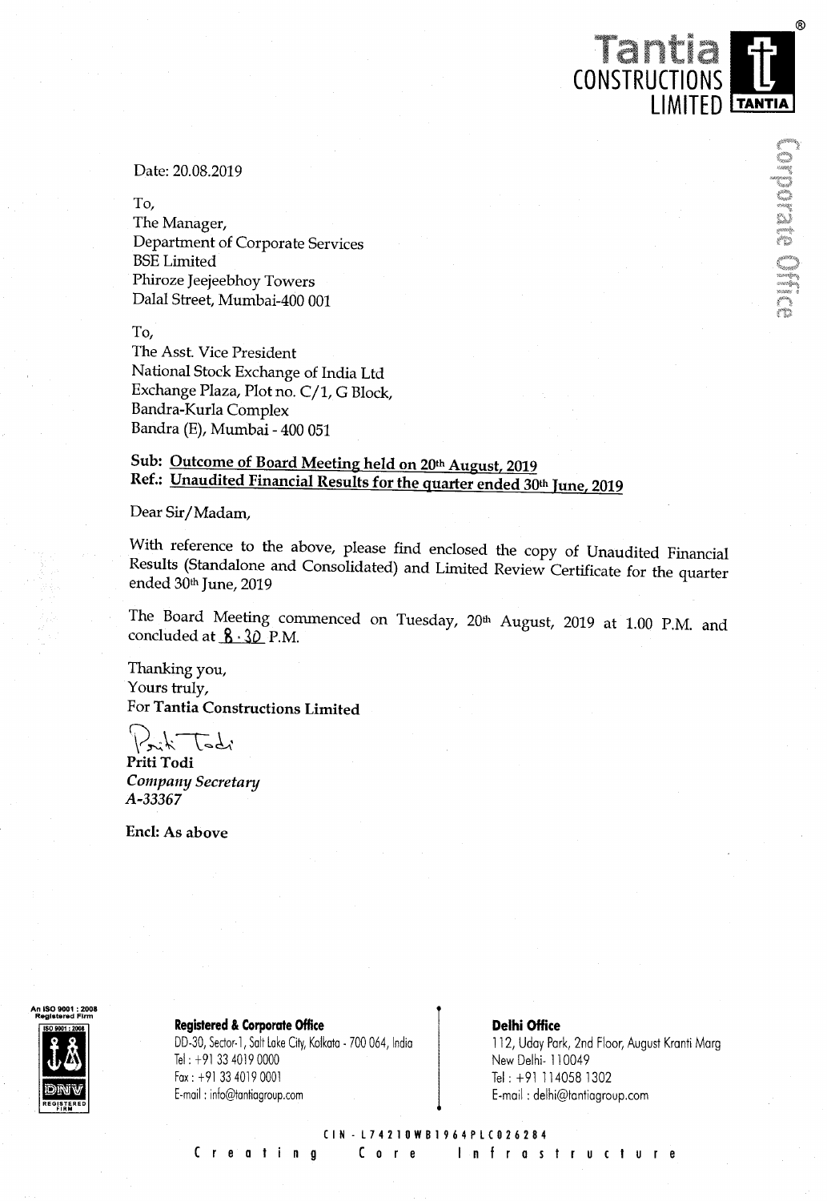**Tantia CONSTRUCTIONS LIMITED**

Date: 20.08.2019

To,
The Manager,
Department of Corporate Services
BSE Limited
Phiroze Jeejeebhoy Towers
Dalal Street, Mumbai-400 001

To,
The Asst. Vice President
National Stock Exchange of India Ltd
Exchange Plaza, Plot no. C/1, G Block,
Bandra-Kurla Complex
Bandra (E), Mumbai - 400 051

**Sub: Outcome of Board Meeting held on 20th August, 2019**
**Ref.: Unaudited Financial Results for the quarter ended 30th June, 2019**

Dear Sir/Madam,

With reference to the above, please find enclosed the copy of Unaudited Financial Results (Standalone and Consolidated) and Limited Review Certificate for the quarter ended 30th June, 2019

The Board Meeting commenced on Tuesday, 20th August, 2019 at 1.00 P.M. and concluded at 8.30 P.M.

Thanking you,
Yours truly,
For **Tantia Constructions Limited**

**Priti Todi**
*Company Secretary*
*A-33367*

**Encl: As above**

**Registered & Corporate Office**
DD-30, Sector-1, Salt Lake City, Kolkata - 700 064, India
Tel : +91 33 4019 0000
Fax : +91 33 4019 0001
E-mail : info@tantiagroup.com

**Delhi Office**
112, Uday Park, 2nd Floor, August Kranti Marg
New Delhi- 110049
Tel : +91 114058 1302
E-mail : delhi@tantiagroup.com

CIN - L74210WB1964PLC026284

Creating Core Infrastructure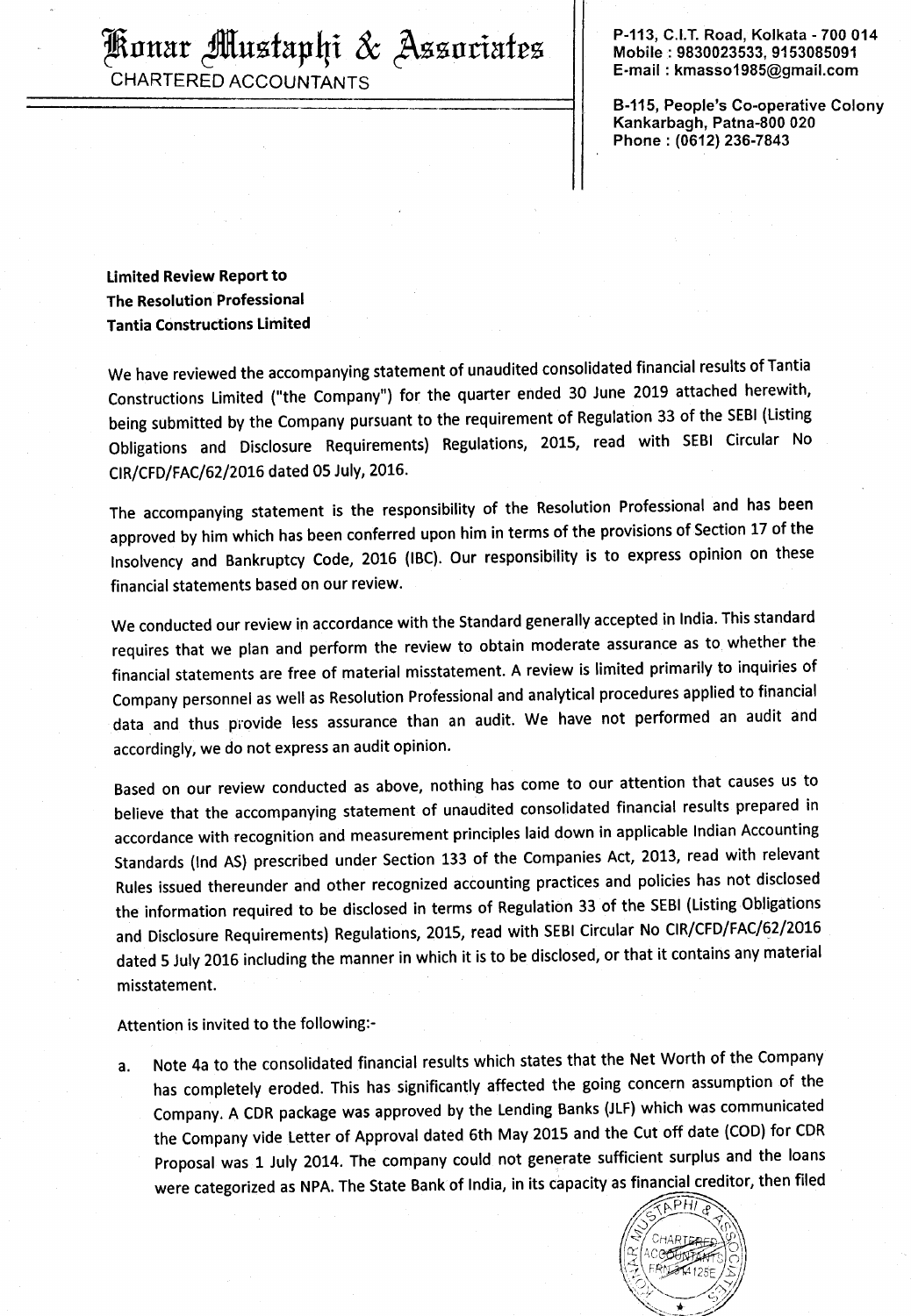# Konar Mustaphi & Associates

CHARTERED ACCOUNTANTS

P-113, C.I.T. Road, Kolkata - 700 014
Mobile : 9830023533, 9153085091
E-mail : kmasso1985@gmail.com

B-115, People's Co-operative Colony
Kankarbagh, Patna-800 020
Phone : (0612) 236-7843

**Limited Review Report to**
**The Resolution Professional**
**Tantia Constructions Limited**

We have reviewed the accompanying statement of unaudited consolidated financial results of Tantia Constructions Limited ("the Company") for the quarter ended 30 June 2019 attached herewith, being submitted by the Company pursuant to the requirement of Regulation 33 of the SEBI (Listing Obligations and Disclosure Requirements) Regulations, 2015, read with SEBI Circular No CIR/CFD/FAC/62/2016 dated 05 July, 2016.

The accompanying statement is the responsibility of the Resolution Professional and has been approved by him which has been conferred upon him in terms of the provisions of Section 17 of the Insolvency and Bankruptcy Code, 2016 (IBC). Our responsibility is to express opinion on these financial statements based on our review.

We conducted our review in accordance with the Standard generally accepted in India. This standard requires that we plan and perform the review to obtain moderate assurance as to whether the financial statements are free of material misstatement. A review is limited primarily to inquiries of Company personnel as well as Resolution Professional and analytical procedures applied to financial data and thus provide less assurance than an audit. We have not performed an audit and accordingly, we do not express an audit opinion.

Based on our review conducted as above, nothing has come to our attention that causes us to believe that the accompanying statement of unaudited consolidated financial results prepared in accordance with recognition and measurement principles laid down in applicable Indian Accounting Standards (Ind AS) prescribed under Section 133 of the Companies Act, 2013, read with relevant Rules issued thereunder and other recognized accounting practices and policies has not disclosed the information required to be disclosed in terms of Regulation 33 of the SEBI (Listing Obligations and Disclosure Requirements) Regulations, 2015, read with SEBI Circular No CIR/CFD/FAC/62/2016 dated 5 July 2016 including the manner in which it is to be disclosed, or that it contains any material misstatement.

Attention is invited to the following:-

a. Note 4a to the consolidated financial results which states that the Net Worth of the Company has completely eroded. This has significantly affected the going concern assumption of the Company. A CDR package was approved by the Lending Banks (JLF) which was communicated the Company vide Letter of Approval dated 6th May 2015 and the Cut off date (COD) for CDR Proposal was 1 July 2014. The company could not generate sufficient surplus and the loans were categorized as NPA. The State Bank of India, in its capacity as financial creditor, then filed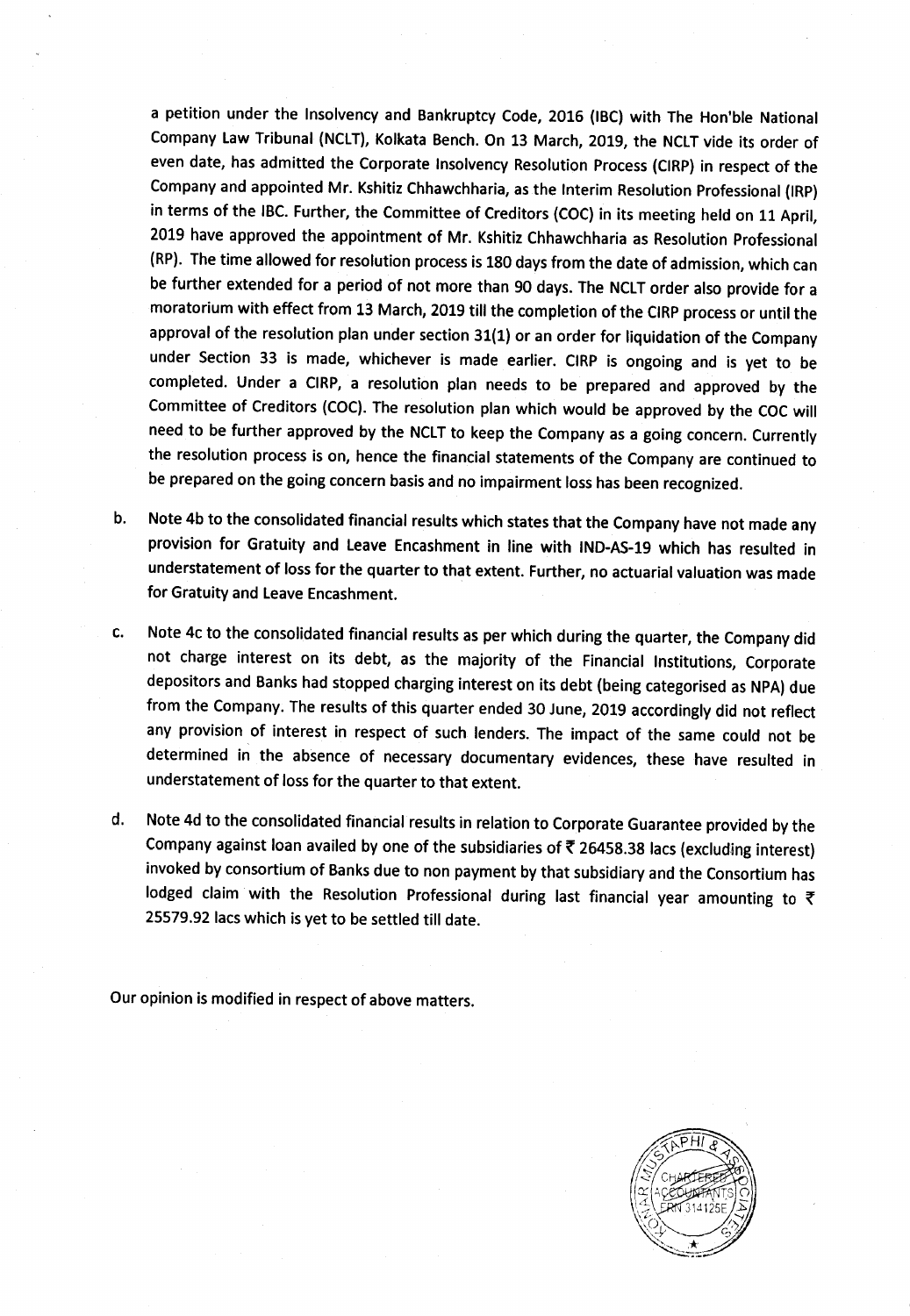a petition under the Insolvency and Bankruptcy Code, 2016 (IBC) with The Hon'ble National Company Law Tribunal (NCLT), Kolkata Bench. On 13 March, 2019, the NCLT vide its order of even date, has admitted the Corporate Insolvency Resolution Process (CIRP) in respect of the Company and appointed Mr. Kshitiz Chhawchharia, as the Interim Resolution Professional (IRP) in terms of the IBC. Further, the Committee of Creditors (COC) in its meeting held on 11 April, 2019 have approved the appointment of Mr. Kshitiz Chhawchharia as Resolution Professional (RP). The time allowed for resolution process is 180 days from the date of admission, which can be further extended for a period of not more than 90 days. The NCLT order also provide for a moratorium with effect from 13 March, 2019 till the completion of the CIRP process or until the approval of the resolution plan under section 31(1) or an order for liquidation of the Company under Section 33 is made, whichever is made earlier. CIRP is ongoing and is yet to be completed. Under a CIRP, a resolution plan needs to be prepared and approved by the Committee of Creditors (COC). The resolution plan which would be approved by the COC will need to be further approved by the NCLT to keep the Company as a going concern. Currently the resolution process is on, hence the financial statements of the Company are continued to be prepared on the going concern basis and no impairment loss has been recognized.

b. Note 4b to the consolidated financial results which states that the Company have not made any provision for Gratuity and Leave Encashment in line with IND-AS-19 which has resulted in understatement of loss for the quarter to that extent. Further, no actuarial valuation was made for Gratuity and Leave Encashment.

c. Note 4c to the consolidated financial results as per which during the quarter, the Company did not charge interest on its debt, as the majority of the Financial Institutions, Corporate depositors and Banks had stopped charging interest on its debt (being categorised as NPA) due from the Company. The results of this quarter ended 30 June, 2019 accordingly did not reflect any provision of interest in respect of such lenders. The impact of the same could not be determined in the absence of necessary documentary evidences, these have resulted in understatement of loss for the quarter to that extent.

d. Note 4d to the consolidated financial results in relation to Corporate Guarantee provided by the Company against loan availed by one of the subsidiaries of ₹ 26458.38 lacs (excluding interest) invoked by consortium of Banks due to non payment by that subsidiary and the Consortium has lodged claim with the Resolution Professional during last financial year amounting to ₹ 25579.92 lacs which is yet to be settled till date.

Our opinion is modified in respect of above matters.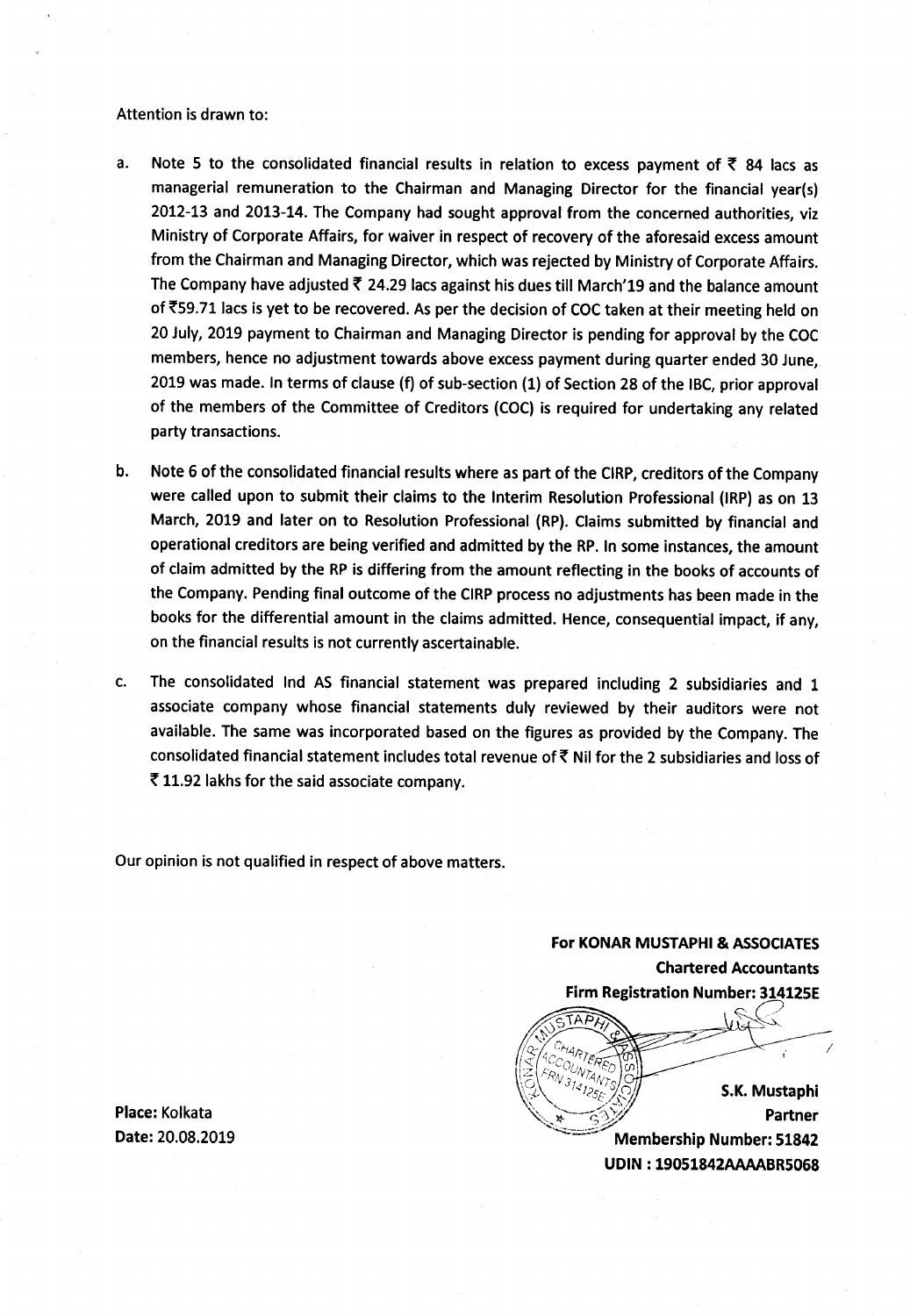Attention is drawn to:

a. Note 5 to the consolidated financial results in relation to excess payment of ₹ 84 lacs as managerial remuneration to the Chairman and Managing Director for the financial year(s) 2012-13 and 2013-14. The Company had sought approval from the concerned authorities, viz Ministry of Corporate Affairs, for waiver in respect of recovery of the aforesaid excess amount from the Chairman and Managing Director, which was rejected by Ministry of Corporate Affairs. The Company have adjusted ₹ 24.29 lacs against his dues till March'19 and the balance amount of ₹59.71 lacs is yet to be recovered. As per the decision of COC taken at their meeting held on 20 July, 2019 payment to Chairman and Managing Director is pending for approval by the COC members, hence no adjustment towards above excess payment during quarter ended 30 June, 2019 was made. In terms of clause (f) of sub-section (1) of Section 28 of the IBC, prior approval of the members of the Committee of Creditors (COC) is required for undertaking any related party transactions.

b. Note 6 of the consolidated financial results where as part of the CIRP, creditors of the Company were called upon to submit their claims to the Interim Resolution Professional (IRP) as on 13 March, 2019 and later on to Resolution Professional (RP). Claims submitted by financial and operational creditors are being verified and admitted by the RP. In some instances, the amount of claim admitted by the RP is differing from the amount reflecting in the books of accounts of the Company. Pending final outcome of the CIRP process no adjustments has been made in the books for the differential amount in the claims admitted. Hence, consequential impact, if any, on the financial results is not currently ascertainable.

c. The consolidated Ind AS financial statement was prepared including 2 subsidiaries and 1 associate company whose financial statements duly reviewed by their auditors were not available. The same was incorporated based on the figures as provided by the Company. The consolidated financial statement includes total revenue of ₹ Nil for the 2 subsidiaries and loss of ₹ 11.92 lakhs for the said associate company.

Our opinion is not qualified in respect of above matters.

**For KONAR MUSTAPHI & ASSOCIATES**
**Chartered Accountants**
**Firm Registration Number: 314125E**

**S.K. Mustaphi**
**Partner**
**Membership Number: 51842**
**UDIN : 19051842AAAABR5068**

**Place:** Kolkata
**Date:** 20.08.2019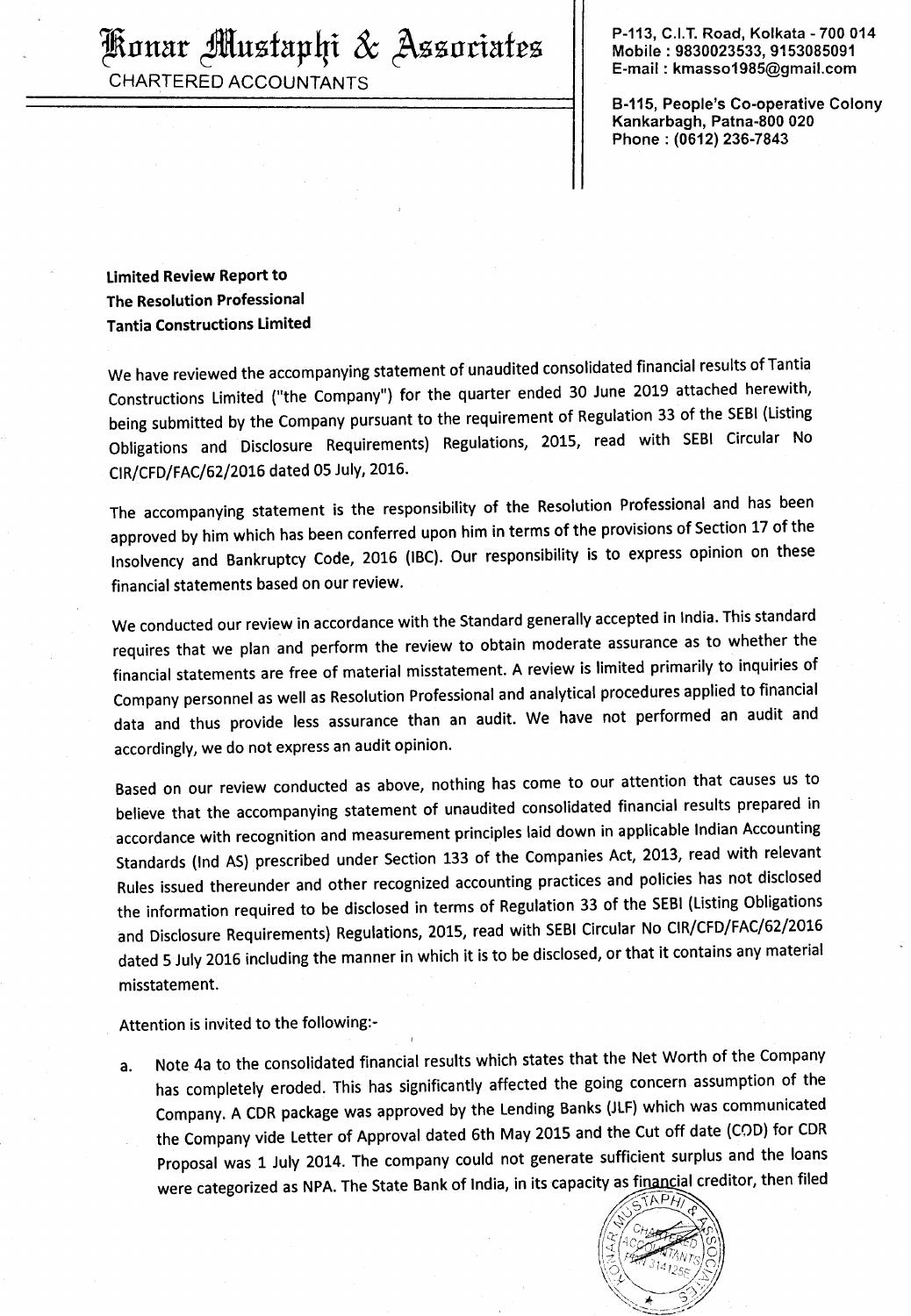# Konar Mustaphi & Associates

CHARTERED ACCOUNTANTS

P-113, C.I.T. Road, Kolkata - 700 014
Mobile : 9830023533, 9153085091
E-mail : kmasso1985@gmail.com

B-115, People's Co-operative Colony
Kankarbagh, Patna-800 020
Phone : (0612) 236-7843

**Limited Review Report to**
**The Resolution Professional**
**Tantia Constructions Limited**

We have reviewed the accompanying statement of unaudited consolidated financial results of Tantia Constructions Limited ("the Company") for the quarter ended 30 June 2019 attached herewith, being submitted by the Company pursuant to the requirement of Regulation 33 of the SEBI (Listing Obligations and Disclosure Requirements) Regulations, 2015, read with SEBI Circular No CIR/CFD/FAC/62/2016 dated 05 July, 2016.

The accompanying statement is the responsibility of the Resolution Professional and has been approved by him which has been conferred upon him in terms of the provisions of Section 17 of the Insolvency and Bankruptcy Code, 2016 (IBC). Our responsibility is to express opinion on these financial statements based on our review.

We conducted our review in accordance with the Standard generally accepted in India. This standard requires that we plan and perform the review to obtain moderate assurance as to whether the financial statements are free of material misstatement. A review is limited primarily to inquiries of Company personnel as well as Resolution Professional and analytical procedures applied to financial data and thus provide less assurance than an audit. We have not performed an audit and accordingly, we do not express an audit opinion.

Based on our review conducted as above, nothing has come to our attention that causes us to believe that the accompanying statement of unaudited consolidated financial results prepared in accordance with recognition and measurement principles laid down in applicable Indian Accounting Standards (Ind AS) prescribed under Section 133 of the Companies Act, 2013, read with relevant Rules issued thereunder and other recognized accounting practices and policies has not disclosed the information required to be disclosed in terms of Regulation 33 of the SEBI (Listing Obligations and Disclosure Requirements) Regulations, 2015, read with SEBI Circular No CIR/CFD/FAC/62/2016 dated 5 July 2016 including the manner in which it is to be disclosed, or that it contains any material misstatement.

Attention is invited to the following:-

a. Note 4a to the consolidated financial results which states that the Net Worth of the Company has completely eroded. This has significantly affected the going concern assumption of the Company. A CDR package was approved by the Lending Banks (JLF) which was communicated the Company vide Letter of Approval dated 6th May 2015 and the Cut off date (COD) for CDR Proposal was 1 July 2014. The company could not generate sufficient surplus and the loans were categorized as NPA. The State Bank of India, in its capacity as financial creditor, then filed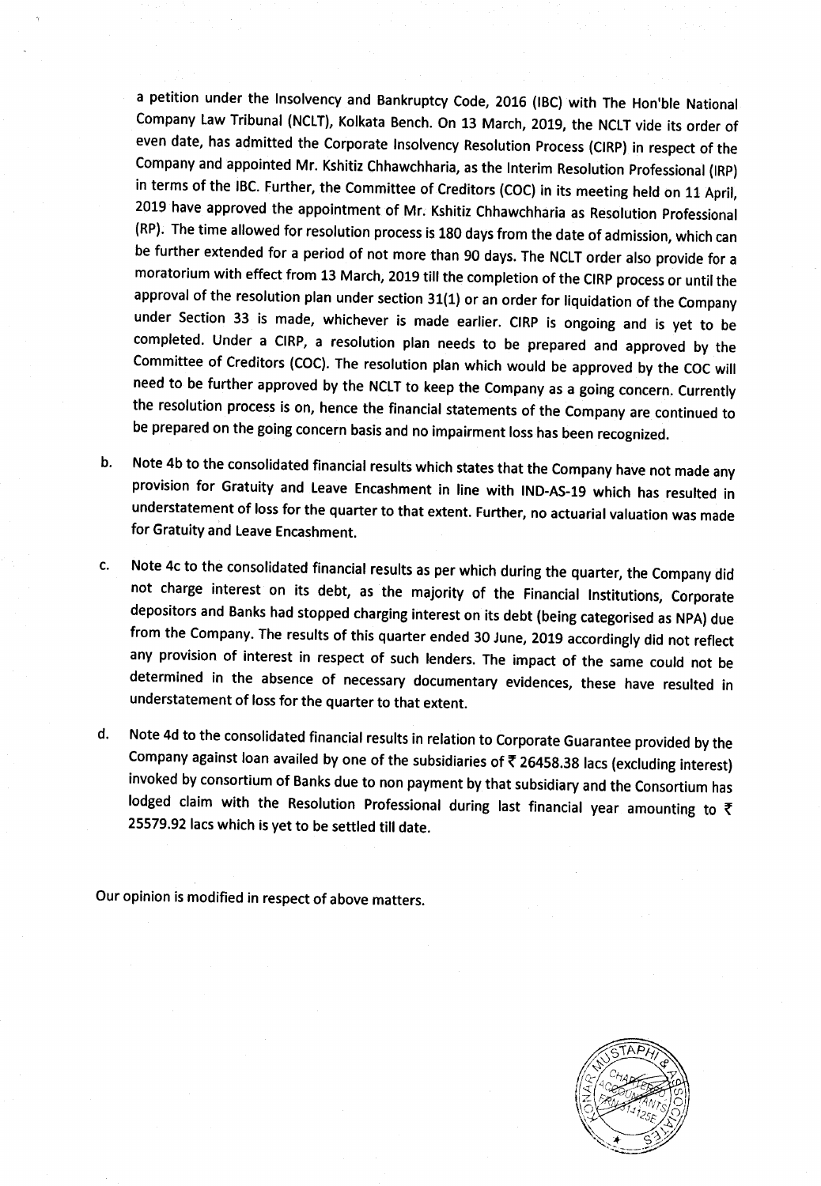a petition under the Insolvency and Bankruptcy Code, 2016 (IBC) with The Hon'ble National Company Law Tribunal (NCLT), Kolkata Bench. On 13 March, 2019, the NCLT vide its order of even date, has admitted the Corporate Insolvency Resolution Process (CIRP) in respect of the Company and appointed Mr. Kshitiz Chhawchharia, as the Interim Resolution Professional (IRP) in terms of the IBC. Further, the Committee of Creditors (COC) in its meeting held on 11 April, 2019 have approved the appointment of Mr. Kshitiz Chhawchharia as Resolution Professional (RP). The time allowed for resolution process is 180 days from the date of admission, which can be further extended for a period of not more than 90 days. The NCLT order also provide for a moratorium with effect from 13 March, 2019 till the completion of the CIRP process or until the approval of the resolution plan under section 31(1) or an order for liquidation of the Company under Section 33 is made, whichever is made earlier. CIRP is ongoing and is yet to be completed. Under a CIRP, a resolution plan needs to be prepared and approved by the Committee of Creditors (COC). The resolution plan which would be approved by the COC will need to be further approved by the NCLT to keep the Company as a going concern. Currently the resolution process is on, hence the financial statements of the Company are continued to be prepared on the going concern basis and no impairment loss has been recognized.

b. Note 4b to the consolidated financial results which states that the Company have not made any provision for Gratuity and Leave Encashment in line with IND-AS-19 which has resulted in understatement of loss for the quarter to that extent. Further, no actuarial valuation was made for Gratuity and Leave Encashment.

c. Note 4c to the consolidated financial results as per which during the quarter, the Company did not charge interest on its debt, as the majority of the Financial Institutions, Corporate depositors and Banks had stopped charging interest on its debt (being categorised as NPA) due from the Company. The results of this quarter ended 30 June, 2019 accordingly did not reflect any provision of interest in respect of such lenders. The impact of the same could not be determined in the absence of necessary documentary evidences, these have resulted in understatement of loss for the quarter to that extent.

d. Note 4d to the consolidated financial results in relation to Corporate Guarantee provided by the Company against loan availed by one of the subsidiaries of ₹ 26458.38 lacs (excluding interest) invoked by consortium of Banks due to non payment by that subsidiary and the Consortium has lodged claim with the Resolution Professional during last financial year amounting to ₹ 25579.92 lacs which is yet to be settled till date.

Our opinion is modified in respect of above matters.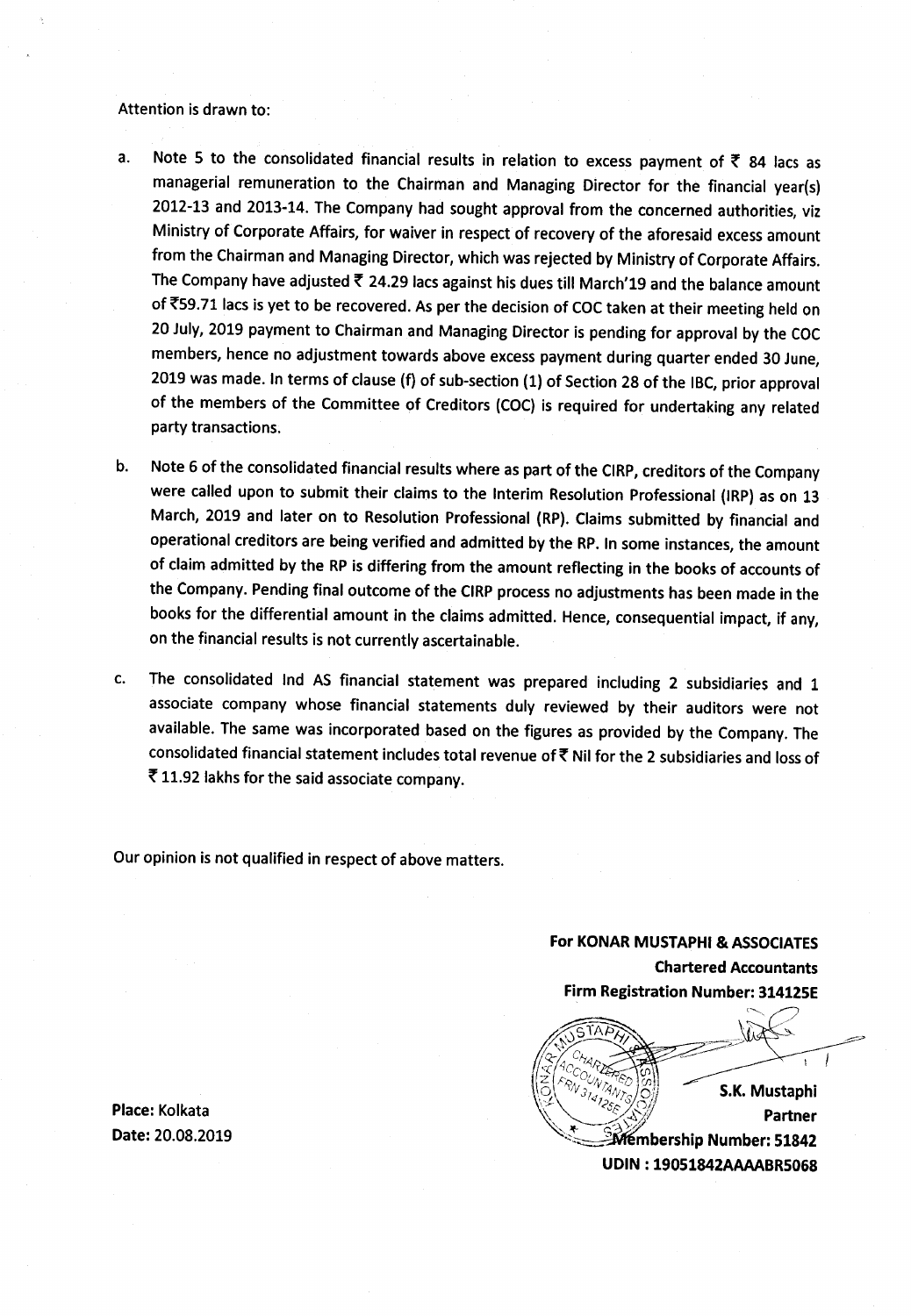Attention is drawn to:

a. Note 5 to the consolidated financial results in relation to excess payment of ₹ 84 lacs as managerial remuneration to the Chairman and Managing Director for the financial year(s) 2012-13 and 2013-14. The Company had sought approval from the concerned authorities, viz Ministry of Corporate Affairs, for waiver in respect of recovery of the aforesaid excess amount from the Chairman and Managing Director, which was rejected by Ministry of Corporate Affairs. The Company have adjusted ₹ 24.29 lacs against his dues till March'19 and the balance amount of ₹59.71 lacs is yet to be recovered. As per the decision of COC taken at their meeting held on 20 July, 2019 payment to Chairman and Managing Director is pending for approval by the COC members, hence no adjustment towards above excess payment during quarter ended 30 June, 2019 was made. In terms of clause (f) of sub-section (1) of Section 28 of the IBC, prior approval of the members of the Committee of Creditors (COC) is required for undertaking any related party transactions.

b. Note 6 of the consolidated financial results where as part of the CIRP, creditors of the Company were called upon to submit their claims to the Interim Resolution Professional (IRP) as on 13 March, 2019 and later on to Resolution Professional (RP). Claims submitted by financial and operational creditors are being verified and admitted by the RP. In some instances, the amount of claim admitted by the RP is differing from the amount reflecting in the books of accounts of the Company. Pending final outcome of the CIRP process no adjustments has been made in the books for the differential amount in the claims admitted. Hence, consequential impact, if any, on the financial results is not currently ascertainable.

c. The consolidated Ind AS financial statement was prepared including 2 subsidiaries and 1 associate company whose financial statements duly reviewed by their auditors were not available. The same was incorporated based on the figures as provided by the Company. The consolidated financial statement includes total revenue of ₹ Nil for the 2 subsidiaries and loss of ₹ 11.92 lakhs for the said associate company.

Our opinion is not qualified in respect of above matters.

**For KONAR MUSTAPHI & ASSOCIATES**
**Chartered Accountants**
**Firm Registration Number: 314125E**

**S.K. Mustaphi**
**Partner**
**Membership Number: 51842**
**UDIN : 19051842AAAABR5068**

**Place:** Kolkata
**Date:** 20.08.2019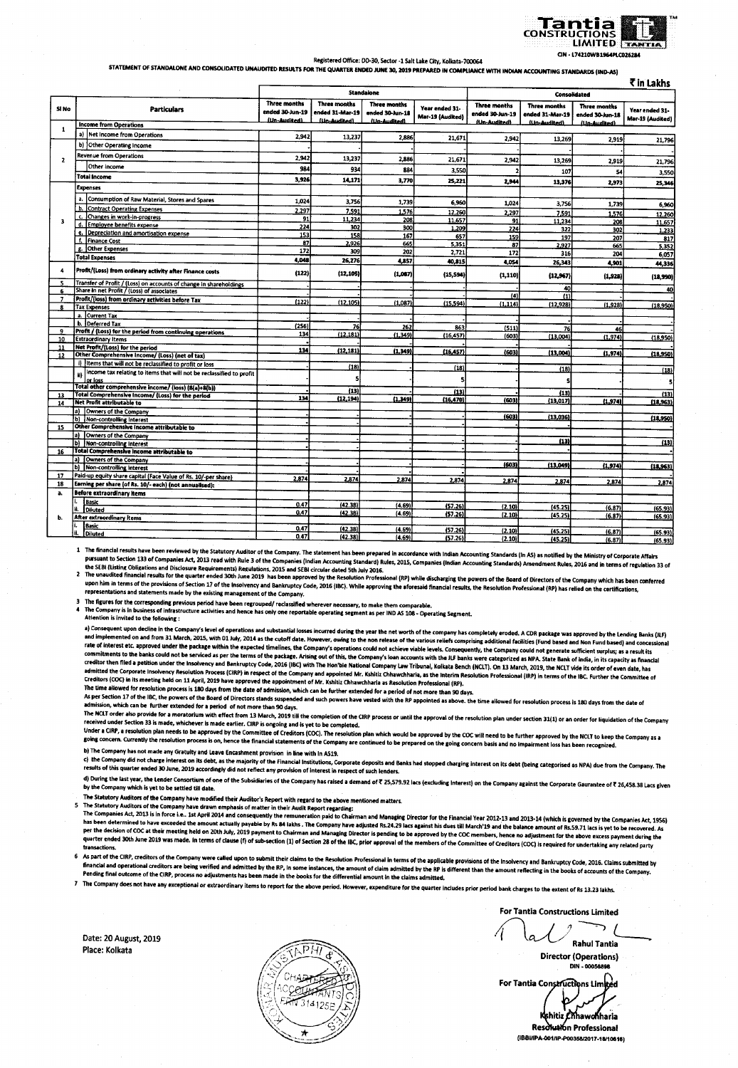**Tantia CONSTRUCTIONS LIMITED**

CIN - L74210WB1964PLC026284

Registered Office: DD-30, Sector -1 Salt Lake City, Kolkata-700064

STATEMENT OF STANDALONE AND CONSOLIDATED UNAUDITED RESULTS FOR THE QUARTER ENDED JUNE 30, 2019 PREPARED IN COMPLIANCE WITH INDIAN ACCOUNTING STANDARDS (IND-AS)

₹ in Lakhs

| Sl No | Particulars | Standalone | | | | Consolidated | | | |
|---|---|---|---|---|---|---|---|---|---|
| | | Three months ended 30-Jun-19 (Un-Audited) | Three months ended 31-Mar-19 (Un-Audited) | Three months ended 30-Jun-18 (Un-Audited) | Year ended 31-Mar-19 (Audited) | Three months ended 30-Jun-19 (Un-Audited) | Three months ended 31-Mar-19 (Un-Audited) | Three months ended 30-Jun-18 (Un-Audited) | Year ended 31-Mar-19 (Audited) |
| 1 | Income from Operations | | | | | | | | |
| | a) Net Income from Operations | 2,942 | 13,237 | 2,886 | 21,671 | 2,942 | 13,269 | 2,919 | 21,796 |
| | b) Other Operating Income | | | | | | | | |
| 2 | Revenue from Operations | 2,942 | 13,237 | 2,886 | 21,671 | 2,942 | 13,269 | 2,919 | 21,796 |
| | Other income | 984 | 934 | 884 | 3,550 | 2 | 107 | 54 | 3,550 |
| | Total Income | 3,926 | 14,171 | 3,770 | 25,221 | 2,944 | 13,376 | 2,973 | 25,346 |
| 3 | Expenses | | | | | | | | |
| | a. Consumption of Raw Material, Stores and Spares | 1,024 | 3,756 | 1,739 | 6,960 | 1,024 | 3,756 | 1,739 | 6,960 |
| | b. Contract Operating Expenses | 2,297 | 7,591 | 1,576 | 12,260 | 2,297 | 7,591 | 1,576 | 12,260 |
| | c. Changes in work-in-progress | 91 | 11,234 | 208 | 11,657 | 91 | 11,234 | 208 | 11,657 |
| | d. Employee benefits expense | 224 | 302 | 300 | 1,209 | 224 | 322 | 302 | 1,233 |
| | e. Depreciation and amortisation expense | 153 | 158 | 167 | 657 | 159 | 197 | 207 | 817 |
| | f. Finance Cost | 87 | 2,926 | 665 | 5,351 | 87 | 2,927 | 665 | 5,352 |
| | g. Other Expenses | 172 | 309 | 202 | 2,721 | 172 | 316 | 204 | 6,057 |
| | Total Expenses | 4,048 | 26,276 | 4,857 | 40,815 | 4,054 | 26,343 | 4,901 | 44,336 |
| 4 | Profit/(Loss) from ordinary activity after Finance costs | (122) | (12,105) | (1,087) | (15,594) | (1,110) | (12,967) | (1,928) | (18,990) |
| 5 | Transfer of Profit / (Loss) on accounts of change in shareholdings | | | | | | | | |
| 6 | Share in net Profit / (Loss) of associates | | | | | (4) | 40 | | 40 |
| 7 | Profit/(loss) from ordinary activities before Tax | (122) | (12,105) | (1,087) | (15,594) | (1,114) | (1) (12,928) | (1,928) | (18,950) |
| 8 | Tax Expenses | | | | | | | | |
| | a. Current Tax | | | | | | | | |
| | b. Deferred Tax | (256) | 76 | 262 | 863 | (511) | 76 | 46 | |
| 9 | Profit / (Loss) for the period from continuing operations | 134 | (12,181) | (1,349) | (16,457) | (603) | (13,004) | (1,974) | (18,950) |
| 10 | Extraordinary items | | | | | | | | |
| 11 | Net Profit/(Loss) for the period | 134 | (12,181) | (1,349) | (16,457) | (603) | (13,004) | (1,974) | (18,950) |
| 12 | Other Comprehensive Income/ (Loss) (net of tax) | | | | | | | | |
| | i) Items that will not be reclassified to profit or loss | | (18) | | (18) | | (18) | | (18) |
| | ii) Income tax relating to items that will not be reclassified to profit or loss | | 5 | | 5 | | 5 | | 5 |
| | Total other comprehensive income/ (loss) (8(a)+8(b)) | | (13) | | (13) | | (13) | | (13) |
| 13 | Total Comprehensive Income/ (Loss) for the period | 134 | (12,194) | (1,349) | (16,470) | (603) | (13,017) | (1,974) | (18,963) |
| 14 | Net Profit attributable to | | | | | | | | |
| | a) Owners of the Company | | | | | | | | |
| | b) Non-controlling interest | | | | | (603) | (13,036) | | (18,950) |
| 15 | Other Comprehensive Income attributable to | | | | | | | | |
| | a) Owners of the Company | | | | | | | | |
| | b) Non-controlling interest | | | | | | (13) | | (13) |
| 16 | Total Comprehensive Income attributable to | | | | | | | | |
| | a) Owners of the Company | | | | | | | | |
| | b) Non-controlling interest | | | | | (603) | (13,049) | (1,974) | (18,963) |
| 17 | Paid-up equity share capital (Face Value of Rs. 10/-per share) | 2,874 | 2,874 | 2,874 | 2,874 | 2,874 | 2,874 | 2,874 | 2,874 |
| 18 | Earning per share (of Rs. 10/- each) (not annualised): | | | | | | | | |
| a. | Before extraordinary items | | | | | | | | |
| | i. Basic | 0.47 | (42.38) | (4.69) | (57.26) | (2.10) | (45.25) | (6.87) | (65.93) |
| | ii. Diluted | 0.47 | (42.38) | (4.69) | (57.26) | (2.10) | (45.25) | (6.87) | (65.93) |
| b. | After extraordinary items | | | | | | | | |
| | i. Basic | 0.47 | (42.38) | (4.69) | (57.26) | (2.10) | (45.25) | (6.87) | (65.93) |
| | ii. Diluted | 0.47 | (42.38) | (4.69) | (57.26) | (2.10) | (45.25) | (6.87) | (65.93) |

1. The financial results have been reviewed by the Statutory Auditor of the Company. The statement has been prepared in accordance with Indian Accounting Standards (In AS) as notified by the Ministry of Corporate Affairs pursuant to Section 133 of Companies Act, 2013 read with Rule 3 of the Companies (Indian Accounting Standard) Rules, 2015, Companies (Indian Accounting Standards) Amendment Rules, 2016 and in terms of regulation 33 of the SEBI (Listing Obligations and Disclosure Requirements) Regulations, 2015 and SEBI circular dated 5th July 2016.
2. The unaudited financial results for the quarter ended 30th June 2019 has been approved by the Resolution Professional (RP) while discharging the powers of the Board of Directors of the Company which has been conferred upon him in terms of the provisions of Section 17 of the Insolvency and Bankruptcy Code, 2016 (IBC). While approving the aforesaid financial results, the Resolution Professional (RP) has relied on the certifications, representations and statements made by the existing management of the Company.
3. The figures for the corresponding previous period have been regrouped/ reclassified wherever necessary, to make them comparable.
4. The Company is in business of infrastructure activities and hence has only one reportable operating segment as per IND AS 108 - Operating Segment.

Attention is invited to the following :

a) Consequent upon decline in the Company's level of operations and substantial losses incurred during the year the net worth of the company has completely eroded. A CDR package was approved by the Lending Banks (JLF) and implemented on and from 31 March, 2015, with 01 July, 2014 as the cutoff date. However, owing to the non release of the various reliefs comprising additional facilities (Fund based and Non Fund based) and concessional rate of interest etc. approved under the package within the expected timelines, the Company's operations could not achieve viable levels. Consequently, the Company could not generate sufficient surplus; as a result its commitments to the banks could not be serviced as per the terms of the package. Arising out of this, the Company's loan accounts with the JLF banks were categorized as NPA. State Bank of India, in its capacity as financial creditor then filed a petition under the Insolvency and Bankruptcy Code, 2016 (IBC) with The Hon'ble National Company Law Tribunal, Kolkata Bench (NCLT). On 13 March, 2019, the NCLT vide its order of even date, has admitted the Corporate Insolvency Resolution Process (CIRP) in respect of the Company and appointed Mr. Kshitiz Chhawchharia, as the Interim Resolution Professional (IRP) in terms of the IBC. Further the Committee of Creditors (COC) in its meeting held on 11 April, 2019 have approved the appointment of Mr. Kshitiz Chhawchharia as Resolution Professional (RP).

The time allowed for resolution process is 180 days from the date of admission, which can be further extended for a period of not more than 90 days.

As per Section 17 of the IBC, the powers of the Board of Directors stands suspended and such powers have vested with the RP appointed as above. the time allowed for resolution process is 180 days from the date of admission, which can be further extended for a period of not more than 90 days.

The NCLT order also provide for a moratorium with effect from 13 March, 2019 till the completion of the CIRP process or until the approval of the resolution plan under section 31(1) or an order for liquidation of the Company received under Section 33 is made, whichever is made earlier. CIRP is ongoing and is yet to be completed.

Under a CIRP, a resolution plan needs to be approved by the Committee of Creditors (COC). The resolution plan which would be approved by the COC will need to be further approved by the NCLT to keep the Company as a going concern. Currently the resolution process is on, hence the financial statements of the Company are continued to be prepared on the going concern basis and no impairment loss has been recognized.

b) The Company has not made any Gratuity and Leave Encashment provision in line with In AS19.

c) the Company did not charge interest on its debt, as the majority of the Financial Institutions, Corporate deposits and Banks had stopped charging interest on its debt (being categorised as NPA) due from the Company. The results of this quarter ended 30 June, 2019 accordingly did not reflect any provision of interest in respect of such lenders.

d) During the last year, the Lender Consortium of one of the Subsidiaries of the Company has raised a demand of ₹ 25,579.92 lacs (excluding Interest) on the Company against the Corporate Gaurantee of ₹ 26,458.38 Lacs given by the Company which is yet to be settled till date.

The Statutory Auditors of the Company have modified their Auditor's Report with regard to the above mentioned matters.

5. The Statutory Auditors of the Company have drawn emphasis of matter in their Audit Report regarding:
The Companies Act, 2013 is in force i.e.. 1st April 2014 and consequently the remuneration paid to Chairman and Managing Director for the Financial Year 2012-13 and 2013-14 (which is governed by the Companies Act, 1956) has been determined to have exceeded the amount actually payable by Rs 84 lakhs. The Company have adjusted Rs.24.29 lacs against his dues till March'19 and the balance amount of Rs.59.71 lacs is yet to be recovered. As per the decision of COC at their meeting held on 20th July, 2019 payment to Chairman and Managing Director is pending to be approved by the COC members, hence no adjustment for the above excess payment during the quarter ended 30th June 2019 was made. In terms of clause (f) of sub-section (1) of Section 28 of the IBC, prior approval of the members of the Committee of Creditors (COC) is required for undertaking any related party transactions.
6. As part of the CIRP, creditors of the Company were called upon to submit their claims to the Resolution Professional in terms of the applicable provisions of the Insolvency and Bankruptcy Code, 2016. Claims submitted by financial and operational creditors are being verified and admitted by the RP, in some instances, the amount of claim admitted by the RP is different than the amount reflecting in the books of accounts of the Company. Pending final outcome of the CIRP, process no adjustments has been made in the books for the differential amount in the claims admitted.
7. The Company does not have any exceptional or extraordinary items to report for the above period. However, expenditure for the quarter includes prior period bank charges to the extent of Rs 13.23 lakhs.

Date: 20 August, 2019

Place: Kolkata

For Tantia Constructions Limited

Rahul Tantia

Director (Operations)

DIN - 00056898

For Tantia Constructions Limited

Kshitiz Chhawchharia

Resolution Professional

(IBBI/IPA-001/IP-P00358/2017-18/10616)